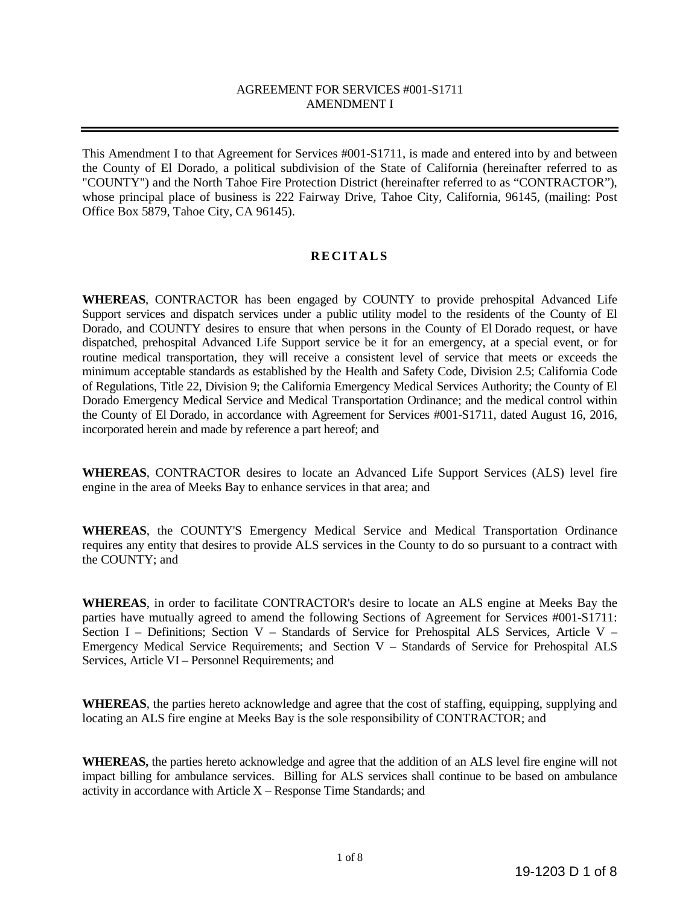AGREEMENT FOR SERVICES #001-S1711
AMENDMENT I

---

This Amendment I to that Agreement for Services #001-S1711, is made and entered into by and between the County of El Dorado, a political subdivision of the State of California (hereinafter referred to as "COUNTY") and the North Tahoe Fire Protection District (hereinafter referred to as "CONTRACTOR"), whose principal place of business is 222 Fairway Drive, Tahoe City, California, 96145, (mailing: Post Office Box 5879, Tahoe City, CA 96145).

## RECITALS

**WHEREAS**, CONTRACTOR has been engaged by COUNTY to provide prehospital Advanced Life Support services and dispatch services under a public utility model to the residents of the County of El Dorado, and COUNTY desires to ensure that when persons in the County of El Dorado request, or have dispatched, prehospital Advanced Life Support service be it for an emergency, at a special event, or for routine medical transportation, they will receive a consistent level of service that meets or exceeds the minimum acceptable standards as established by the Health and Safety Code, Division 2.5; California Code of Regulations, Title 22, Division 9; the California Emergency Medical Services Authority; the County of El Dorado Emergency Medical Service and Medical Transportation Ordinance; and the medical control within the County of El Dorado, in accordance with Agreement for Services #001-S1711, dated August 16, 2016, incorporated herein and made by reference a part hereof; and

**WHEREAS**, CONTRACTOR desires to locate an Advanced Life Support Services (ALS) level fire engine in the area of Meeks Bay to enhance services in that area; and

**WHEREAS**, the COUNTY'S Emergency Medical Service and Medical Transportation Ordinance requires any entity that desires to provide ALS services in the County to do so pursuant to a contract with the COUNTY; and

**WHEREAS**, in order to facilitate CONTRACTOR's desire to locate an ALS engine at Meeks Bay the parties have mutually agreed to amend the following Sections of Agreement for Services #001-S1711: Section I – Definitions; Section V – Standards of Service for Prehospital ALS Services, Article V – Emergency Medical Service Requirements; and Section V – Standards of Service for Prehospital ALS Services, Article VI – Personnel Requirements; and

**WHEREAS**, the parties hereto acknowledge and agree that the cost of staffing, equipping, supplying and locating an ALS fire engine at Meeks Bay is the sole responsibility of CONTRACTOR; and

**WHEREAS,** the parties hereto acknowledge and agree that the addition of an ALS level fire engine will not impact billing for ambulance services. Billing for ALS services shall continue to be based on ambulance activity in accordance with Article X – Response Time Standards; and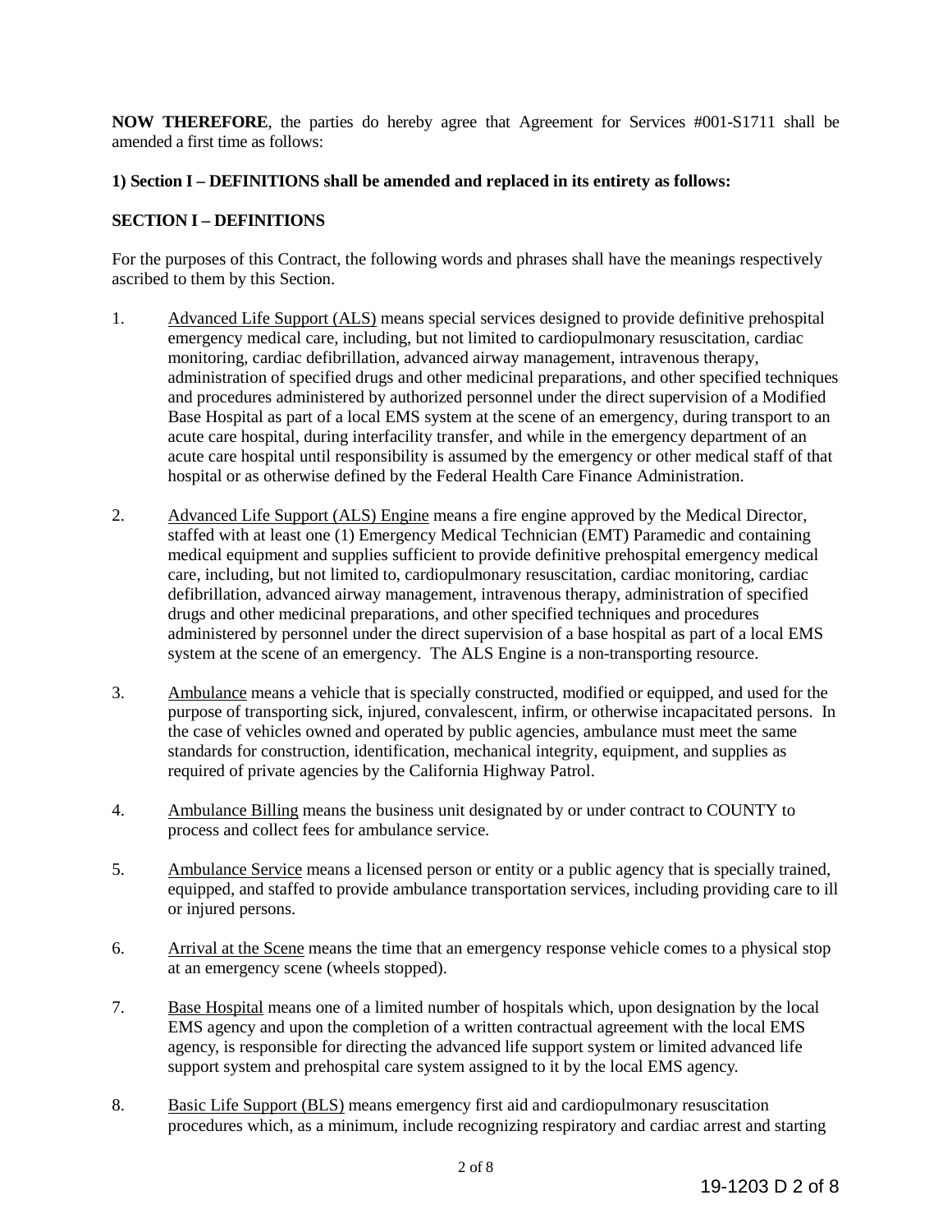**NOW THEREFORE**, the parties do hereby agree that Agreement for Services #001-S1711 shall be amended a first time as follows:

**1) Section I – DEFINITIONS shall be amended and replaced in its entirety as follows:**

**SECTION I – DEFINITIONS**

For the purposes of this Contract, the following words and phrases shall have the meanings respectively ascribed to them by this Section.

1. Advanced Life Support (ALS) means special services designed to provide definitive prehospital emergency medical care, including, but not limited to cardiopulmonary resuscitation, cardiac monitoring, cardiac defibrillation, advanced airway management, intravenous therapy, administration of specified drugs and other medicinal preparations, and other specified techniques and procedures administered by authorized personnel under the direct supervision of a Modified Base Hospital as part of a local EMS system at the scene of an emergency, during transport to an acute care hospital, during interfacility transfer, and while in the emergency department of an acute care hospital until responsibility is assumed by the emergency or other medical staff of that hospital or as otherwise defined by the Federal Health Care Finance Administration.

2. Advanced Life Support (ALS) Engine means a fire engine approved by the Medical Director, staffed with at least one (1) Emergency Medical Technician (EMT) Paramedic and containing medical equipment and supplies sufficient to provide definitive prehospital emergency medical care, including, but not limited to, cardiopulmonary resuscitation, cardiac monitoring, cardiac defibrillation, advanced airway management, intravenous therapy, administration of specified drugs and other medicinal preparations, and other specified techniques and procedures administered by personnel under the direct supervision of a base hospital as part of a local EMS system at the scene of an emergency. The ALS Engine is a non-transporting resource.

3. Ambulance means a vehicle that is specially constructed, modified or equipped, and used for the purpose of transporting sick, injured, convalescent, infirm, or otherwise incapacitated persons. In the case of vehicles owned and operated by public agencies, ambulance must meet the same standards for construction, identification, mechanical integrity, equipment, and supplies as required of private agencies by the California Highway Patrol.

4. Ambulance Billing means the business unit designated by or under contract to COUNTY to process and collect fees for ambulance service.

5. Ambulance Service means a licensed person or entity or a public agency that is specially trained, equipped, and staffed to provide ambulance transportation services, including providing care to ill or injured persons.

6. Arrival at the Scene means the time that an emergency response vehicle comes to a physical stop at an emergency scene (wheels stopped).

7. Base Hospital means one of a limited number of hospitals which, upon designation by the local EMS agency and upon the completion of a written contractual agreement with the local EMS agency, is responsible for directing the advanced life support system or limited advanced life support system and prehospital care system assigned to it by the local EMS agency.

8. Basic Life Support (BLS) means emergency first aid and cardiopulmonary resuscitation procedures which, as a minimum, include recognizing respiratory and cardiac arrest and starting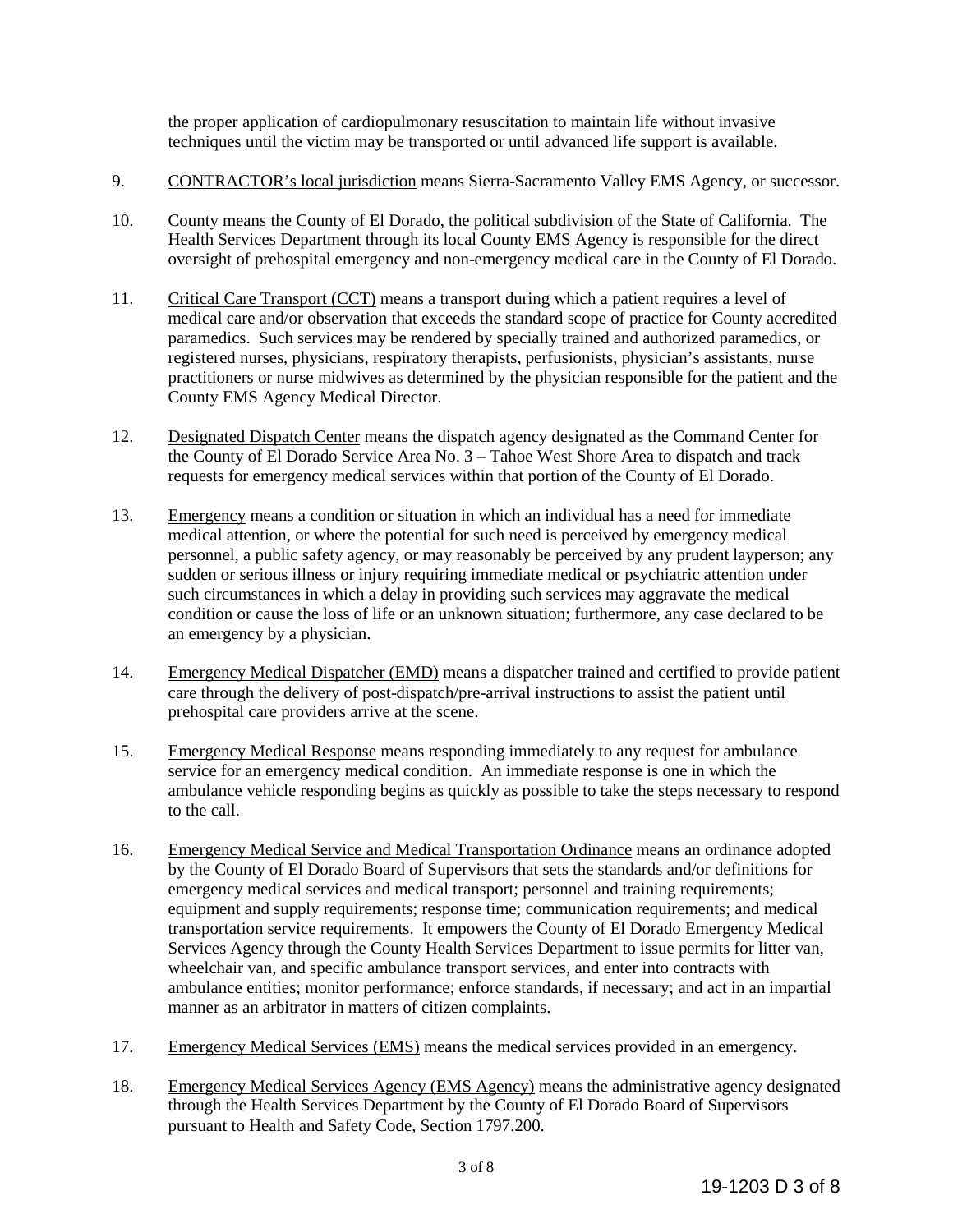the proper application of cardiopulmonary resuscitation to maintain life without invasive techniques until the victim may be transported or until advanced life support is available.

9. CONTRACTOR's local jurisdiction means Sierra-Sacramento Valley EMS Agency, or successor.

10. County means the County of El Dorado, the political subdivision of the State of California. The Health Services Department through its local County EMS Agency is responsible for the direct oversight of prehospital emergency and non-emergency medical care in the County of El Dorado.

11. Critical Care Transport (CCT) means a transport during which a patient requires a level of medical care and/or observation that exceeds the standard scope of practice for County accredited paramedics. Such services may be rendered by specially trained and authorized paramedics, or registered nurses, physicians, respiratory therapists, perfusionists, physician's assistants, nurse practitioners or nurse midwives as determined by the physician responsible for the patient and the County EMS Agency Medical Director.

12. Designated Dispatch Center means the dispatch agency designated as the Command Center for the County of El Dorado Service Area No. 3 – Tahoe West Shore Area to dispatch and track requests for emergency medical services within that portion of the County of El Dorado.

13. Emergency means a condition or situation in which an individual has a need for immediate medical attention, or where the potential for such need is perceived by emergency medical personnel, a public safety agency, or may reasonably be perceived by any prudent layperson; any sudden or serious illness or injury requiring immediate medical or psychiatric attention under such circumstances in which a delay in providing such services may aggravate the medical condition or cause the loss of life or an unknown situation; furthermore, any case declared to be an emergency by a physician.

14. Emergency Medical Dispatcher (EMD) means a dispatcher trained and certified to provide patient care through the delivery of post-dispatch/pre-arrival instructions to assist the patient until prehospital care providers arrive at the scene.

15. Emergency Medical Response means responding immediately to any request for ambulance service for an emergency medical condition. An immediate response is one in which the ambulance vehicle responding begins as quickly as possible to take the steps necessary to respond to the call.

16. Emergency Medical Service and Medical Transportation Ordinance means an ordinance adopted by the County of El Dorado Board of Supervisors that sets the standards and/or definitions for emergency medical services and medical transport; personnel and training requirements; equipment and supply requirements; response time; communication requirements; and medical transportation service requirements. It empowers the County of El Dorado Emergency Medical Services Agency through the County Health Services Department to issue permits for litter van, wheelchair van, and specific ambulance transport services, and enter into contracts with ambulance entities; monitor performance; enforce standards, if necessary; and act in an impartial manner as an arbitrator in matters of citizen complaints.

17. Emergency Medical Services (EMS) means the medical services provided in an emergency.

18. Emergency Medical Services Agency (EMS Agency) means the administrative agency designated through the Health Services Department by the County of El Dorado Board of Supervisors pursuant to Health and Safety Code, Section 1797.200.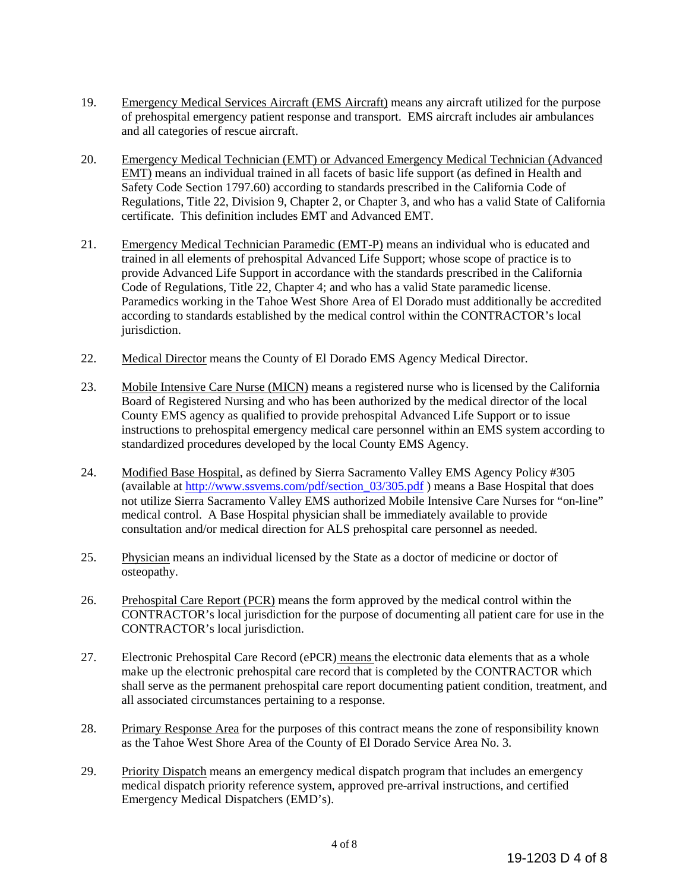19. Emergency Medical Services Aircraft (EMS Aircraft) means any aircraft utilized for the purpose of prehospital emergency patient response and transport. EMS aircraft includes air ambulances and all categories of rescue aircraft.

20. Emergency Medical Technician (EMT) or Advanced Emergency Medical Technician (Advanced EMT) means an individual trained in all facets of basic life support (as defined in Health and Safety Code Section 1797.60) according to standards prescribed in the California Code of Regulations, Title 22, Division 9, Chapter 2, or Chapter 3, and who has a valid State of California certificate. This definition includes EMT and Advanced EMT.

21. Emergency Medical Technician Paramedic (EMT-P) means an individual who is educated and trained in all elements of prehospital Advanced Life Support; whose scope of practice is to provide Advanced Life Support in accordance with the standards prescribed in the California Code of Regulations, Title 22, Chapter 4; and who has a valid State paramedic license. Paramedics working in the Tahoe West Shore Area of El Dorado must additionally be accredited according to standards established by the medical control within the CONTRACTOR's local jurisdiction.

22. Medical Director means the County of El Dorado EMS Agency Medical Director.

23. Mobile Intensive Care Nurse (MICN) means a registered nurse who is licensed by the California Board of Registered Nursing and who has been authorized by the medical director of the local County EMS agency as qualified to provide prehospital Advanced Life Support or to issue instructions to prehospital emergency medical care personnel within an EMS system according to standardized procedures developed by the local County EMS Agency.

24. Modified Base Hospital, as defined by Sierra Sacramento Valley EMS Agency Policy #305 (available at http://www.ssvems.com/pdf/section_03/305.pdf ) means a Base Hospital that does not utilize Sierra Sacramento Valley EMS authorized Mobile Intensive Care Nurses for "on-line" medical control. A Base Hospital physician shall be immediately available to provide consultation and/or medical direction for ALS prehospital care personnel as needed.

25. Physician means an individual licensed by the State as a doctor of medicine or doctor of osteopathy.

26. Prehospital Care Report (PCR) means the form approved by the medical control within the CONTRACTOR's local jurisdiction for the purpose of documenting all patient care for use in the CONTRACTOR's local jurisdiction.

27. Electronic Prehospital Care Record (ePCR) means the electronic data elements that as a whole make up the electronic prehospital care record that is completed by the CONTRACTOR which shall serve as the permanent prehospital care report documenting patient condition, treatment, and all associated circumstances pertaining to a response.

28. Primary Response Area for the purposes of this contract means the zone of responsibility known as the Tahoe West Shore Area of the County of El Dorado Service Area No. 3.

29. Priority Dispatch means an emergency medical dispatch program that includes an emergency medical dispatch priority reference system, approved pre-arrival instructions, and certified Emergency Medical Dispatchers (EMD's).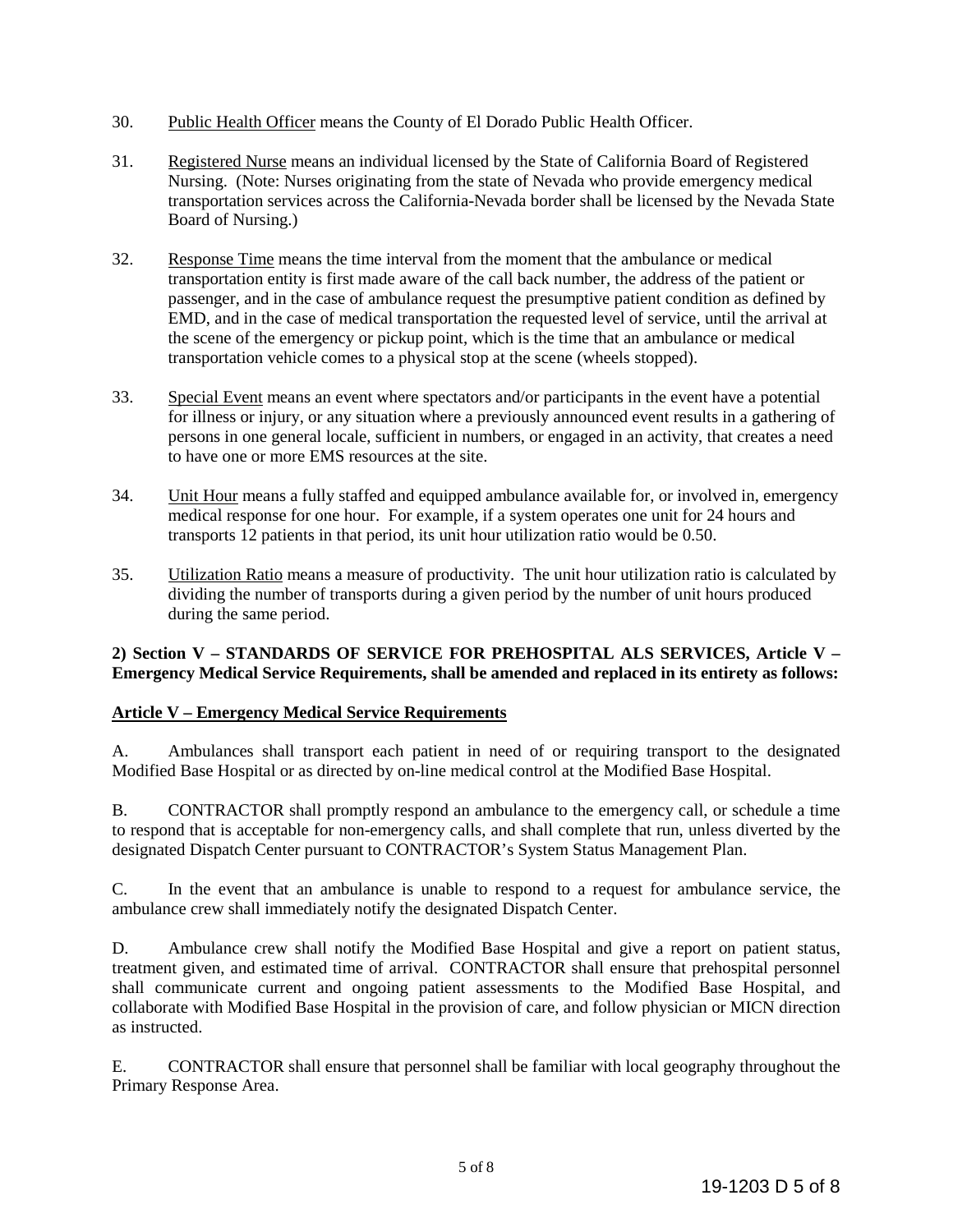30. Public Health Officer means the County of El Dorado Public Health Officer.

31. Registered Nurse means an individual licensed by the State of California Board of Registered Nursing. (Note: Nurses originating from the state of Nevada who provide emergency medical transportation services across the California-Nevada border shall be licensed by the Nevada State Board of Nursing.)

32. Response Time means the time interval from the moment that the ambulance or medical transportation entity is first made aware of the call back number, the address of the patient or passenger, and in the case of ambulance request the presumptive patient condition as defined by EMD, and in the case of medical transportation the requested level of service, until the arrival at the scene of the emergency or pickup point, which is the time that an ambulance or medical transportation vehicle comes to a physical stop at the scene (wheels stopped).

33. Special Event means an event where spectators and/or participants in the event have a potential for illness or injury, or any situation where a previously announced event results in a gathering of persons in one general locale, sufficient in numbers, or engaged in an activity, that creates a need to have one or more EMS resources at the site.

34. Unit Hour means a fully staffed and equipped ambulance available for, or involved in, emergency medical response for one hour. For example, if a system operates one unit for 24 hours and transports 12 patients in that period, its unit hour utilization ratio would be 0.50.

35. Utilization Ratio means a measure of productivity. The unit hour utilization ratio is calculated by dividing the number of transports during a given period by the number of unit hours produced during the same period.

**2) Section V – STANDARDS OF SERVICE FOR PREHOSPITAL ALS SERVICES, Article V – Emergency Medical Service Requirements, shall be amended and replaced in its entirety as follows:**

**Article V – Emergency Medical Service Requirements**

A. Ambulances shall transport each patient in need of or requiring transport to the designated Modified Base Hospital or as directed by on-line medical control at the Modified Base Hospital.

B. CONTRACTOR shall promptly respond an ambulance to the emergency call, or schedule a time to respond that is acceptable for non-emergency calls, and shall complete that run, unless diverted by the designated Dispatch Center pursuant to CONTRACTOR's System Status Management Plan.

C. In the event that an ambulance is unable to respond to a request for ambulance service, the ambulance crew shall immediately notify the designated Dispatch Center.

D. Ambulance crew shall notify the Modified Base Hospital and give a report on patient status, treatment given, and estimated time of arrival. CONTRACTOR shall ensure that prehospital personnel shall communicate current and ongoing patient assessments to the Modified Base Hospital, and collaborate with Modified Base Hospital in the provision of care, and follow physician or MICN direction as instructed.

E. CONTRACTOR shall ensure that personnel shall be familiar with local geography throughout the Primary Response Area.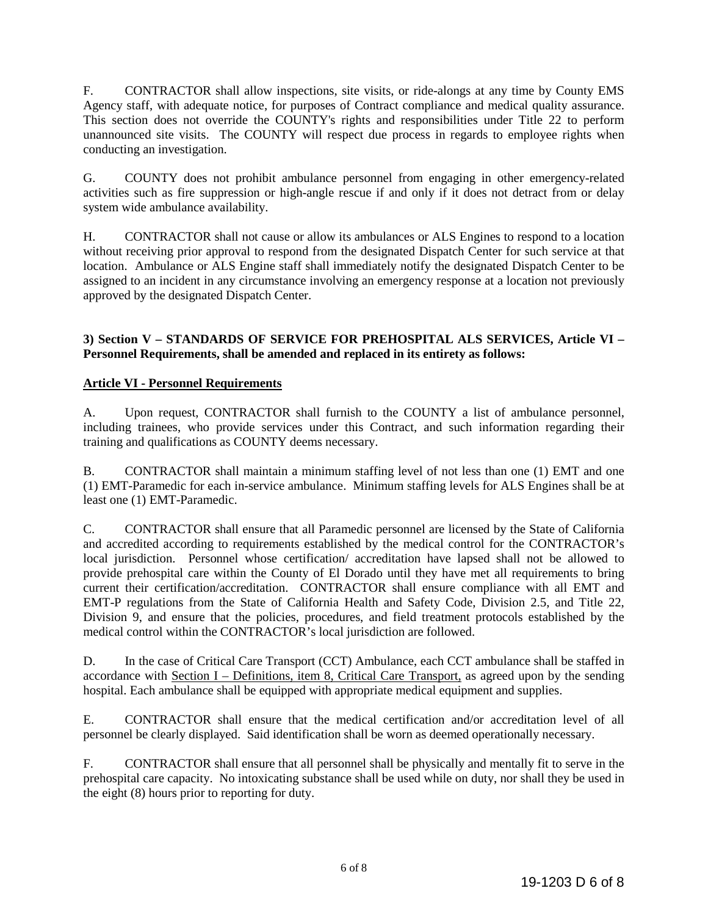F. CONTRACTOR shall allow inspections, site visits, or ride-alongs at any time by County EMS Agency staff, with adequate notice, for purposes of Contract compliance and medical quality assurance. This section does not override the COUNTY's rights and responsibilities under Title 22 to perform unannounced site visits. The COUNTY will respect due process in regards to employee rights when conducting an investigation.

G. COUNTY does not prohibit ambulance personnel from engaging in other emergency-related activities such as fire suppression or high-angle rescue if and only if it does not detract from or delay system wide ambulance availability.

H. CONTRACTOR shall not cause or allow its ambulances or ALS Engines to respond to a location without receiving prior approval to respond from the designated Dispatch Center for such service at that location. Ambulance or ALS Engine staff shall immediately notify the designated Dispatch Center to be assigned to an incident in any circumstance involving an emergency response at a location not previously approved by the designated Dispatch Center.

**3) Section V – STANDARDS OF SERVICE FOR PREHOSPITAL ALS SERVICES, Article VI – Personnel Requirements, shall be amended and replaced in its entirety as follows:**

**Article VI - Personnel Requirements**

A. Upon request, CONTRACTOR shall furnish to the COUNTY a list of ambulance personnel, including trainees, who provide services under this Contract, and such information regarding their training and qualifications as COUNTY deems necessary.

B. CONTRACTOR shall maintain a minimum staffing level of not less than one (1) EMT and one (1) EMT-Paramedic for each in-service ambulance. Minimum staffing levels for ALS Engines shall be at least one (1) EMT-Paramedic.

C. CONTRACTOR shall ensure that all Paramedic personnel are licensed by the State of California and accredited according to requirements established by the medical control for the CONTRACTOR's local jurisdiction. Personnel whose certification/ accreditation have lapsed shall not be allowed to provide prehospital care within the County of El Dorado until they have met all requirements to bring current their certification/accreditation. CONTRACTOR shall ensure compliance with all EMT and EMT-P regulations from the State of California Health and Safety Code, Division 2.5, and Title 22, Division 9, and ensure that the policies, procedures, and field treatment protocols established by the medical control within the CONTRACTOR's local jurisdiction are followed.

D. In the case of Critical Care Transport (CCT) Ambulance, each CCT ambulance shall be staffed in accordance with Section I – Definitions, item 8, Critical Care Transport, as agreed upon by the sending hospital. Each ambulance shall be equipped with appropriate medical equipment and supplies.

E. CONTRACTOR shall ensure that the medical certification and/or accreditation level of all personnel be clearly displayed. Said identification shall be worn as deemed operationally necessary.

F. CONTRACTOR shall ensure that all personnel shall be physically and mentally fit to serve in the prehospital care capacity. No intoxicating substance shall be used while on duty, nor shall they be used in the eight (8) hours prior to reporting for duty.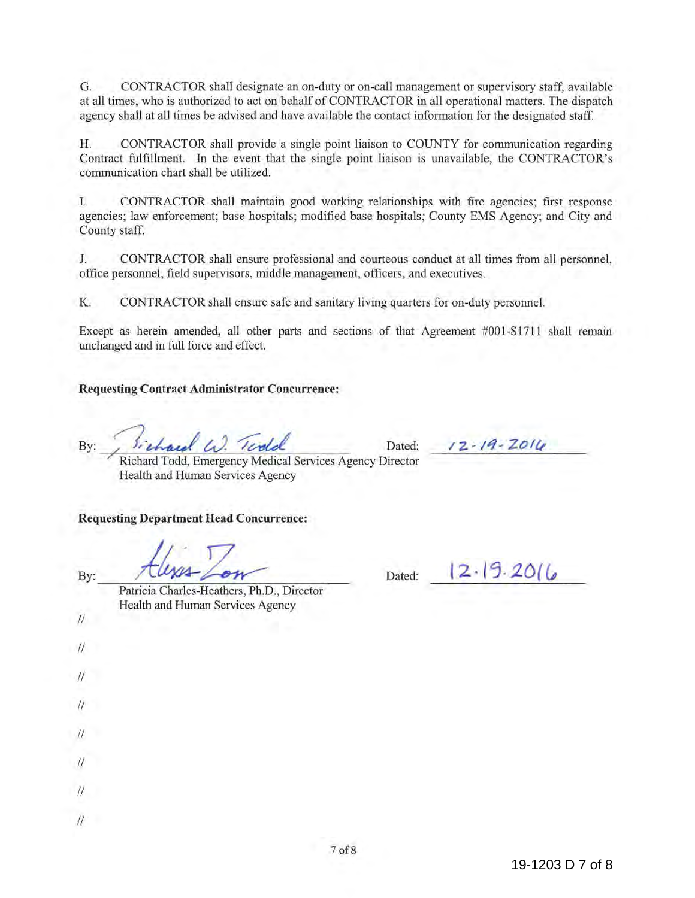G. CONTRACTOR shall designate an on-duty or on-call management or supervisory staff, available at all times, who is authorized to act on behalf of CONTRACTOR in all operational matters. The dispatch agency shall at all times be advised and have available the contact information for the designated staff.

H. CONTRACTOR shall provide a single point liaison to COUNTY for communication regarding Contract fulfillment. In the event that the single point liaison is unavailable, the CONTRACTOR's communication chart shall be utilized.

I. CONTRACTOR shall maintain good working relationships with fire agencies; first response agencies; law enforcement; base hospitals; modified base hospitals; County EMS Agency; and City and County staff.

J. CONTRACTOR shall ensure professional and courteous conduct at all times from all personnel, office personnel, field supervisors, middle management, officers, and executives.

K. CONTRACTOR shall ensure safe and sanitary living quarters for on-duty personnel.

Except as herein amended, all other parts and sections of that Agreement #001-S1711 shall remain unchanged and in full force and effect.

**Requesting Contract Administrator Concurrence:**

By: *Richard W. Todd* Dated: 12-19-2016

Richard Todd, Emergency Medical Services Agency Director
Health and Human Services Agency

**Requesting Department Head Concurrence:**

By: *Alexa Zon* Dated: 12.19.2016

Patricia Charles-Heathers, Ph.D., Director
Health and Human Services Agency

//

//

//

//

//

//

//

//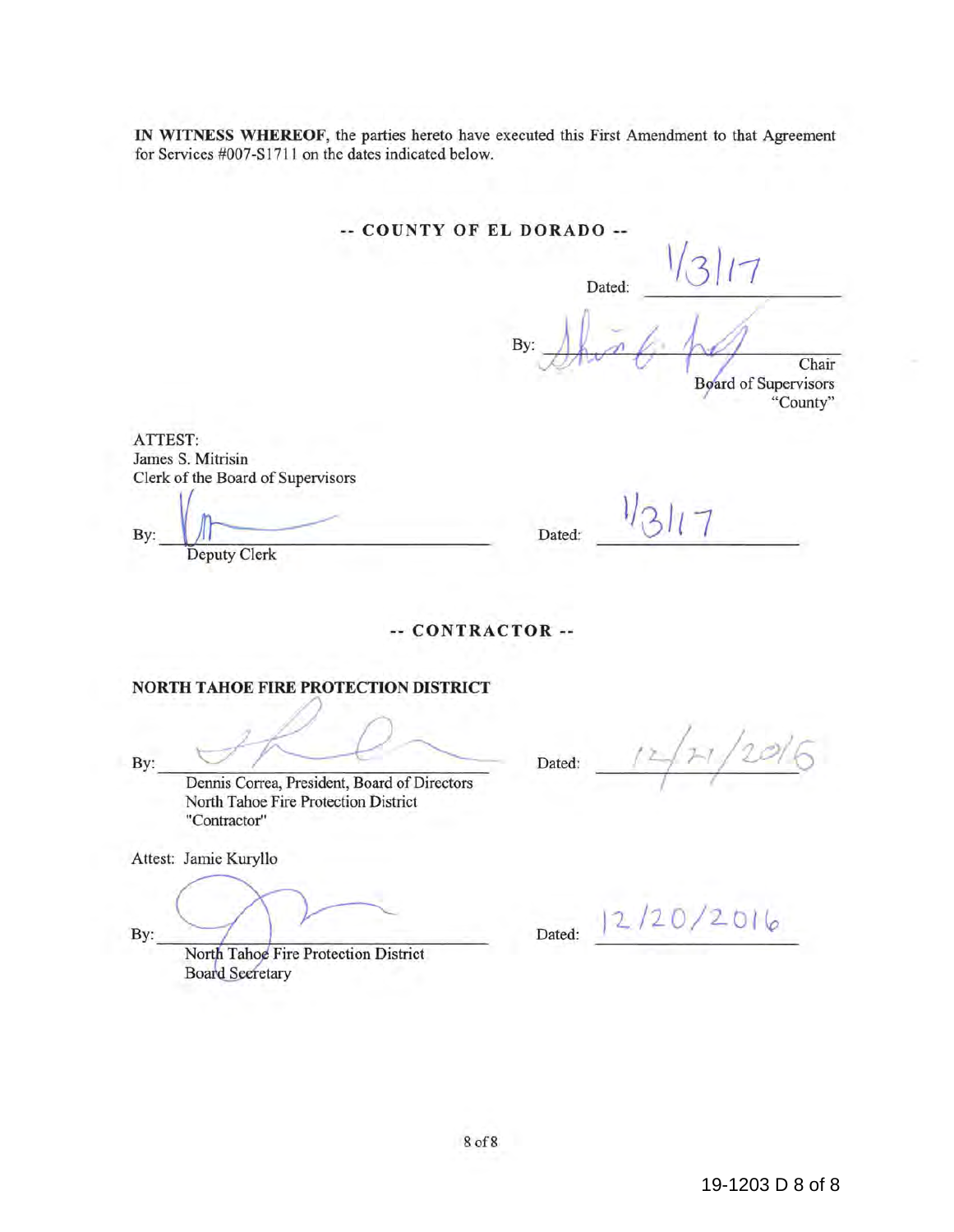**IN WITNESS WHEREOF**, the parties hereto have executed this First Amendment to that Agreement for Services #007-S1711 on the dates indicated below.

**-- COUNTY OF EL DORADO --**

Dated: 1/3/17

By: ______________________
Chair
Board of Supervisors
"County"

ATTEST:
James S. Mitrisin
Clerk of the Board of Supervisors

By: ______________________ Dated: 1/3/17
Deputy Clerk

**-- CONTRACTOR --**

**NORTH TAHOE FIRE PROTECTION DISTRICT**

By: ______________________ Dated: 12/21/2016
Dennis Correa, President, Board of Directors
North Tahoe Fire Protection District
"Contractor"

Attest: Jamie Kuryllo

By: ______________________ Dated: 12/20/2016
North Tahoe Fire Protection District
Board Secretary

19-1203 D 8 of 8